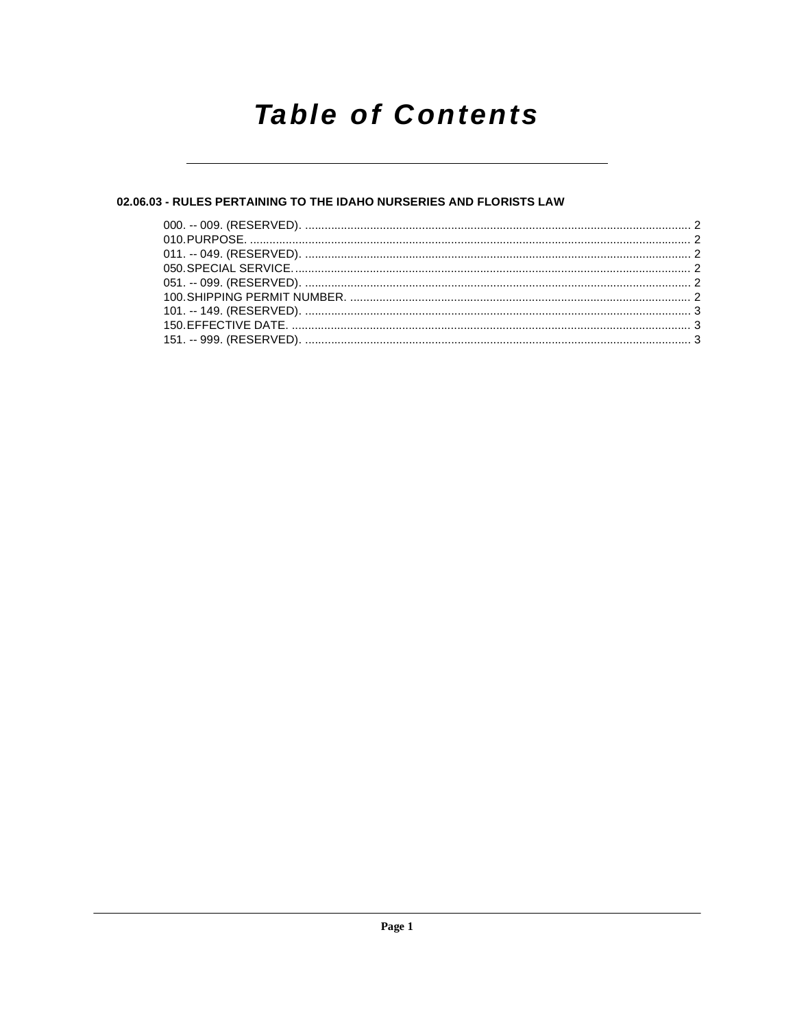# Table of Contents

**02.06.03 - RULES PERTAINING TO THE IDAHO NURSERIES AND FLORISTS LAW**

000. -- 009. (RESERVED). ........................................................................................................ 2
010. PURPOSE. ........................................................................................................ 2
011. -- 049. (RESERVED). ........................................................................................................ 2
050. SPECIAL SERVICE. ........................................................................................................ 2
051. -- 099. (RESERVED). ........................................................................................................ 2
100. SHIPPING PERMIT NUMBER. ........................................................................................................ 2
101. -- 149. (RESERVED). ........................................................................................................ 3
150. EFFECTIVE DATE. ........................................................................................................ 3
151. -- 999. (RESERVED). ........................................................................................................ 3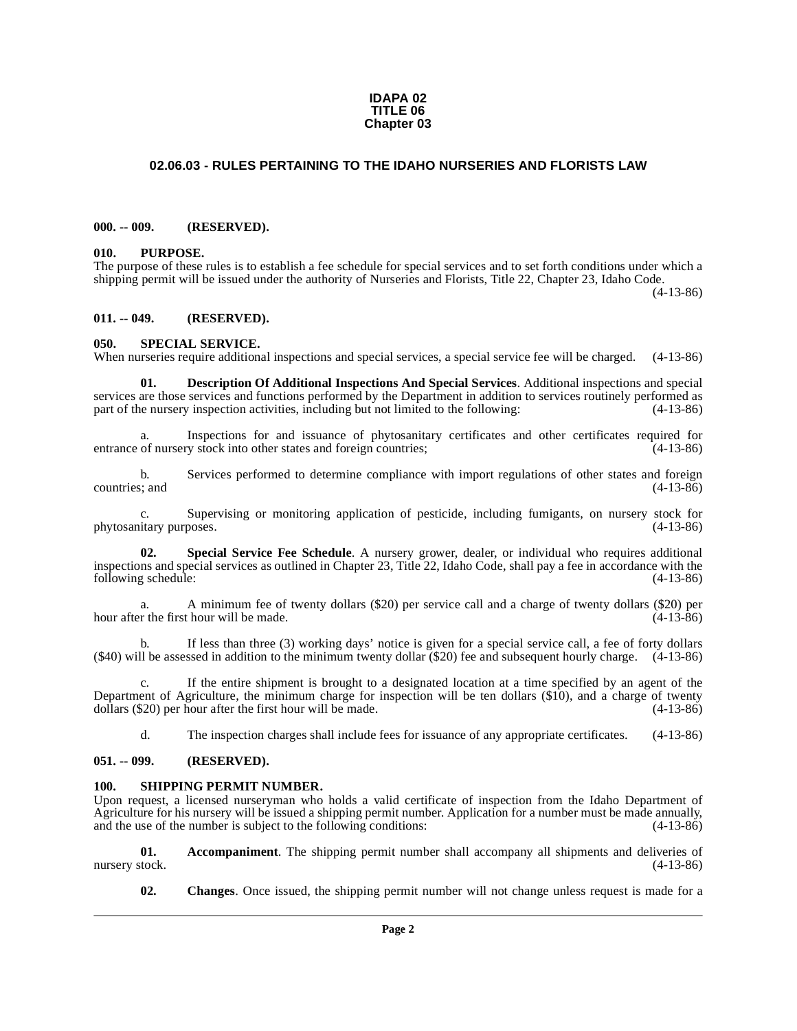**IDAPA 02**
**TITLE 06**
**Chapter 03**

# 02.06.03 - RULES PERTAINING TO THE IDAHO NURSERIES AND FLORISTS LAW

## 000. -- 009. (RESERVED).

## 010. PURPOSE.

The purpose of these rules is to establish a fee schedule for special services and to set forth conditions under which a shipping permit will be issued under the authority of Nurseries and Florists, Title 22, Chapter 23, Idaho Code. (4-13-86)

## 011. -- 049. (RESERVED).

## 050. SPECIAL SERVICE.

When nurseries require additional inspections and special services, a special service fee will be charged. (4-13-86)

**01. Description Of Additional Inspections And Special Services**. Additional inspections and special services are those services and functions performed by the Department in addition to services routinely performed as part of the nursery inspection activities, including but not limited to the following: (4-13-86)

a. Inspections for and issuance of phytosanitary certificates and other certificates required for entrance of nursery stock into other states and foreign countries; (4-13-86)

b. Services performed to determine compliance with import regulations of other states and foreign countries; and (4-13-86)

c. Supervising or monitoring application of pesticide, including fumigants, on nursery stock for phytosanitary purposes. (4-13-86)

**02. Special Service Fee Schedule**. A nursery grower, dealer, or individual who requires additional inspections and special services as outlined in Chapter 23, Title 22, Idaho Code, shall pay a fee in accordance with the following schedule: (4-13-86)

a. A minimum fee of twenty dollars ($20) per service call and a charge of twenty dollars ($20) per hour after the first hour will be made. (4-13-86)

b. If less than three (3) working days' notice is given for a special service call, a fee of forty dollars ($40) will be assessed in addition to the minimum twenty dollar ($20) fee and subsequent hourly charge. (4-13-86)

c. If the entire shipment is brought to a designated location at a time specified by an agent of the Department of Agriculture, the minimum charge for inspection will be ten dollars ($10), and a charge of twenty dollars ($20) per hour after the first hour will be made. (4-13-86)

d. The inspection charges shall include fees for issuance of any appropriate certificates. (4-13-86)

## 051. -- 099. (RESERVED).

## 100. SHIPPING PERMIT NUMBER.

Upon request, a licensed nurseryman who holds a valid certificate of inspection from the Idaho Department of Agriculture for his nursery will be issued a shipping permit number. Application for a number must be made annually, and the use of the number is subject to the following conditions: (4-13-86)

**01. Accompaniment**. The shipping permit number shall accompany all shipments and deliveries of nursery stock. (4-13-86)

**02. Changes**. Once issued, the shipping permit number will not change unless request is made for a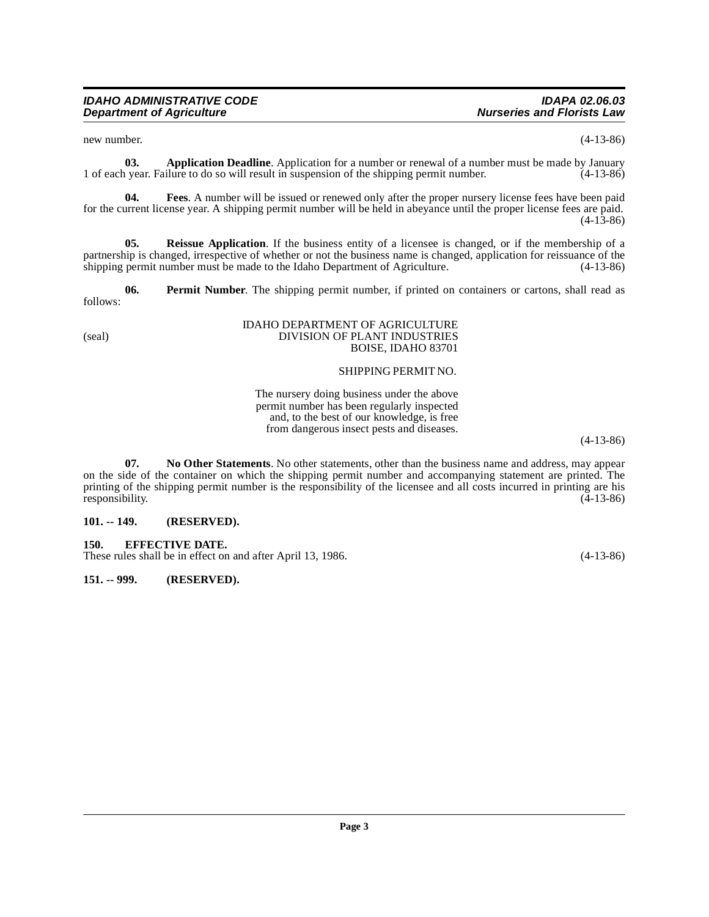new number. (4-13-86)

**03. Application Deadline**. Application for a number or renewal of a number must be made by January 1 of each year. Failure to do so will result in suspension of the shipping permit number. (4-13-86)

**04. Fees**. A number will be issued or renewed only after the proper nursery license fees have been paid for the current license year. A shipping permit number will be held in abeyance until the proper license fees are paid. (4-13-86)

**05. Reissue Application**. If the business entity of a licensee is changed, or if the membership of a partnership is changed, irrespective of whether or not the business name is changed, application for reissuance of the shipping permit number must be made to the Idaho Department of Agriculture. (4-13-86)

**06. Permit Number**. The shipping permit number, if printed on containers or cartons, shall read as follows:

(seal)

IDAHO DEPARTMENT OF AGRICULTURE
DIVISION OF PLANT INDUSTRIES
BOISE, IDAHO 83701

SHIPPING PERMIT NO.

The nursery doing business under the above permit number has been regularly inspected and, to the best of our knowledge, is free from dangerous insect pests and diseases.

(4-13-86)

**07. No Other Statements**. No other statements, other than the business name and address, may appear on the side of the container on which the shipping permit number and accompanying statement are printed. The printing of the shipping permit number is the responsibility of the licensee and all costs incurred in printing are his responsibility. (4-13-86)

**101. -- 149. (RESERVED).**

**150. EFFECTIVE DATE.**

These rules shall be in effect on and after April 13, 1986. (4-13-86)

**151. -- 999. (RESERVED).**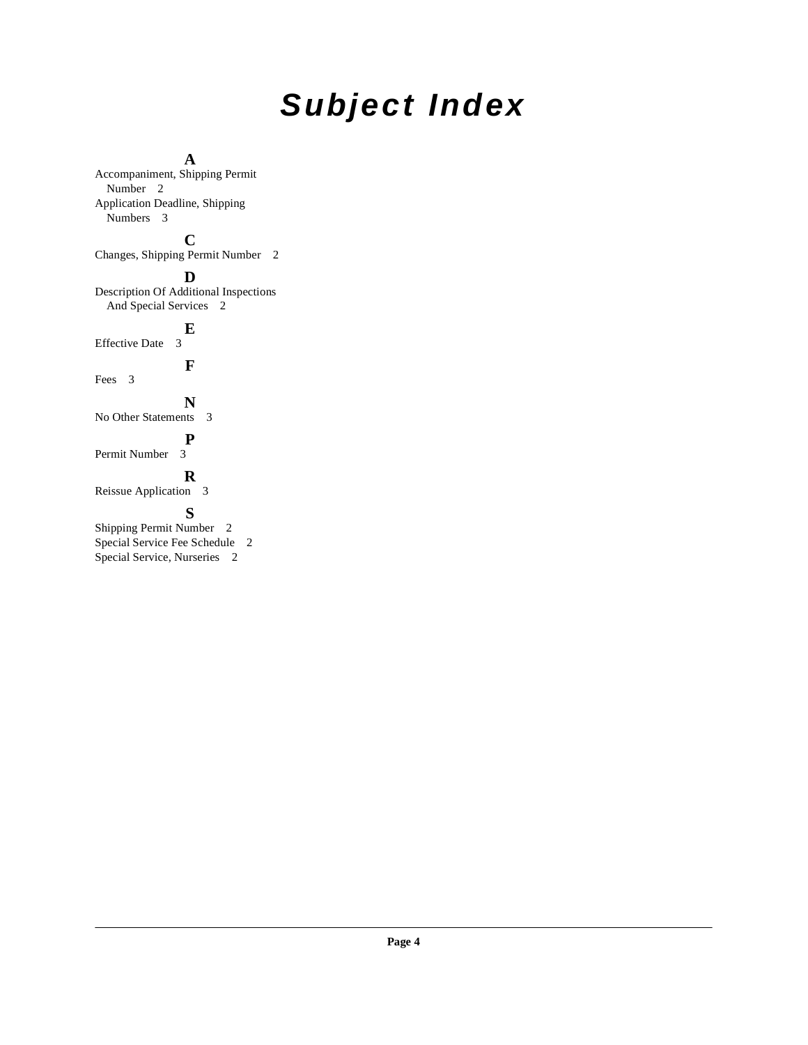# *Subject Index*

**A**

Accompaniment, Shipping Permit Number 2
Application Deadline, Shipping Numbers 3

**C**

Changes, Shipping Permit Number 2

**D**

Description Of Additional Inspections And Special Services 2

**E**

Effective Date 3

**F**

Fees 3

**N**

No Other Statements 3

**P**

Permit Number 3

**R**

Reissue Application 3

**S**

Shipping Permit Number 2
Special Service Fee Schedule 2
Special Service, Nurseries 2